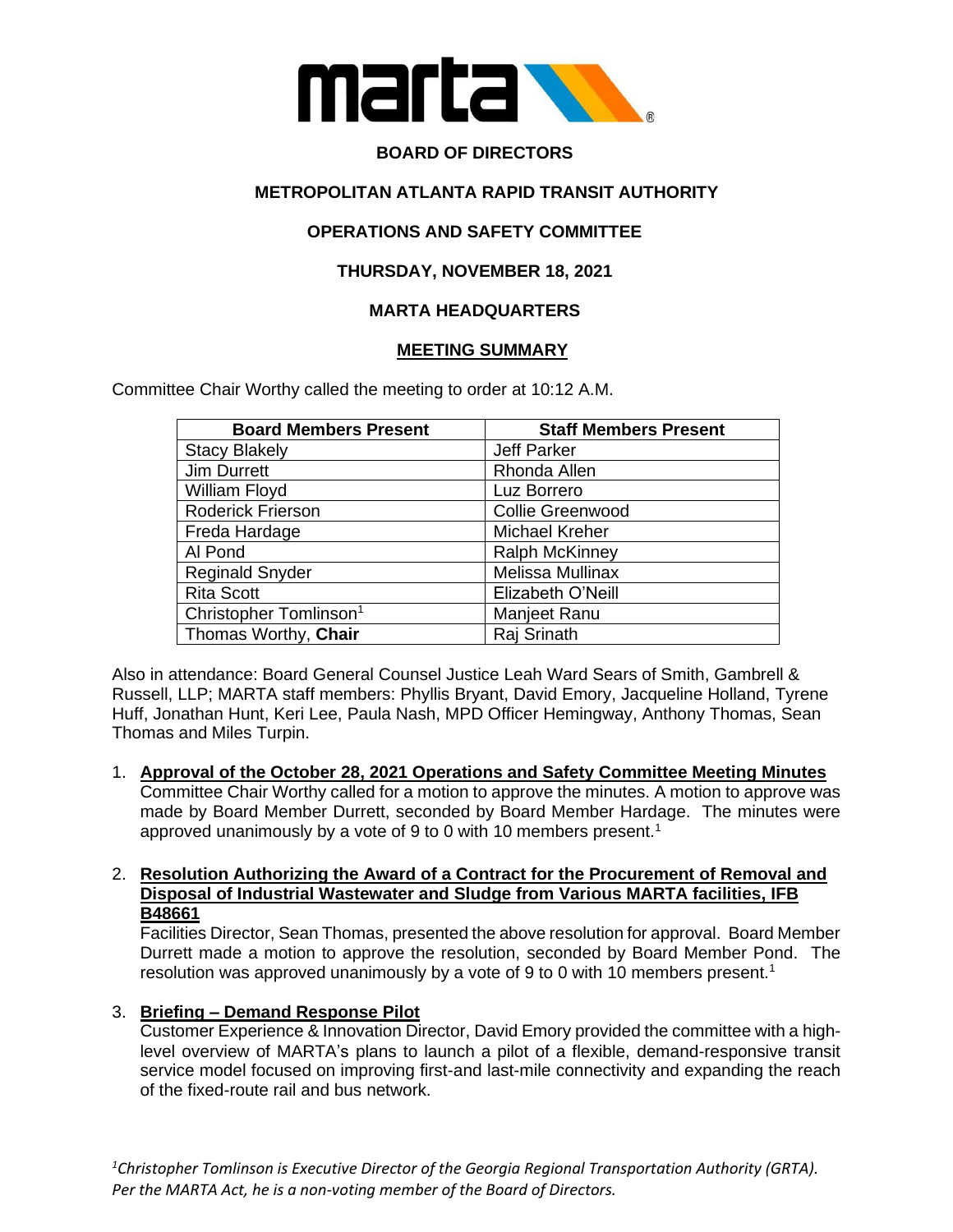**BOARD OF DIRECTORS**

**METROPOLITAN ATLANTA RAPID TRANSIT AUTHORITY**

**OPERATIONS AND SAFETY COMMITTEE**

**THURSDAY, NOVEMBER 18, 2021**

**MARTA HEADQUARTERS**

**MEETING SUMMARY**

Committee Chair Worthy called the meeting to order at 10:12 A.M.

| Board Members Present | Staff Members Present |
|---|---|
| Stacy Blakely | Jeff Parker |
| Jim Durrett | Rhonda Allen |
| William Floyd | Luz Borrero |
| Roderick Frierson | Collie Greenwood |
| Freda Hardage | Michael Kreher |
| Al Pond | Ralph McKinney |
| Reginald Snyder | Melissa Mullinax |
| Rita Scott | Elizabeth O'Neill |
| Christopher Tomlinson[1] | Manjeet Ranu |
| Thomas Worthy, **Chair** | Raj Srinath |

Also in attendance: Board General Counsel Justice Leah Ward Sears of Smith, Gambrell & Russell, LLP; MARTA staff members: Phyllis Bryant, David Emory, Jacqueline Holland, Tyrene Huff, Jonathan Hunt, Keri Lee, Paula Nash, MPD Officer Hemingway, Anthony Thomas, Sean Thomas and Miles Turpin.

1. **Approval of the October 28, 2021 Operations and Safety Committee Meeting Minutes**
   Committee Chair Worthy called for a motion to approve the minutes. A motion to approve was made by Board Member Durrett, seconded by Board Member Hardage. The minutes were approved unanimously by a vote of 9 to 0 with 10 members present.[1]

2. **Resolution Authorizing the Award of a Contract for the Procurement of Removal and Disposal of Industrial Wastewater and Sludge from Various MARTA facilities, IFB B48661**
   Facilities Director, Sean Thomas, presented the above resolution for approval. Board Member Durrett made a motion to approve the resolution, seconded by Board Member Pond. The resolution was approved unanimously by a vote of 9 to 0 with 10 members present.[1]

3. **Briefing – Demand Response Pilot**
   Customer Experience & Innovation Director, David Emory provided the committee with a high-level overview of MARTA's plans to launch a pilot of a flexible, demand-responsive transit service model focused on improving first-and last-mile connectivity and expanding the reach of the fixed-route rail and bus network.

*[1]Christopher Tomlinson is Executive Director of the Georgia Regional Transportation Authority (GRTA). Per the MARTA Act, he is a non-voting member of the Board of Directors.*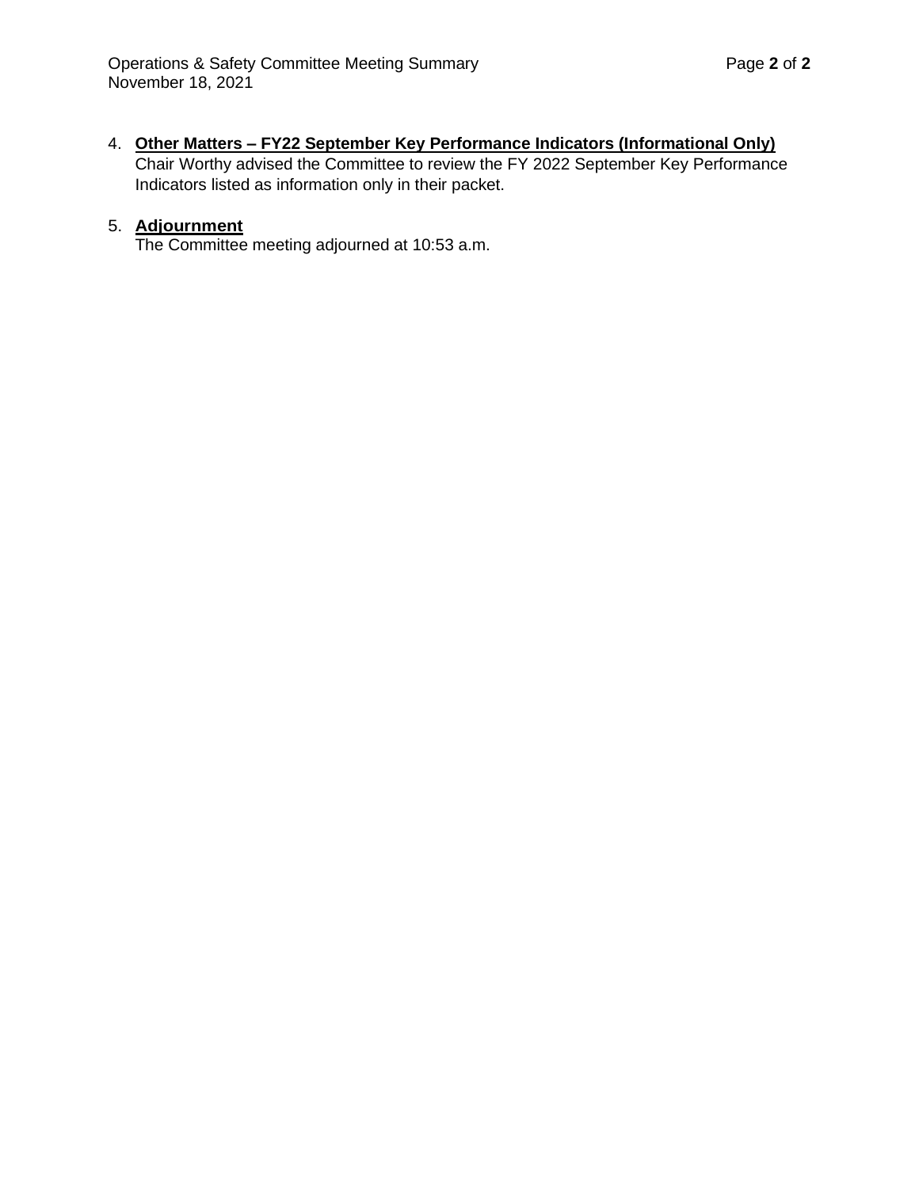4. **Other Matters – FY22 September Key Performance Indicators (Informational Only)**
   Chair Worthy advised the Committee to review the FY 2022 September Key Performance Indicators listed as information only in their packet.

5. **Adjournment**
   The Committee meeting adjourned at 10:53 a.m.